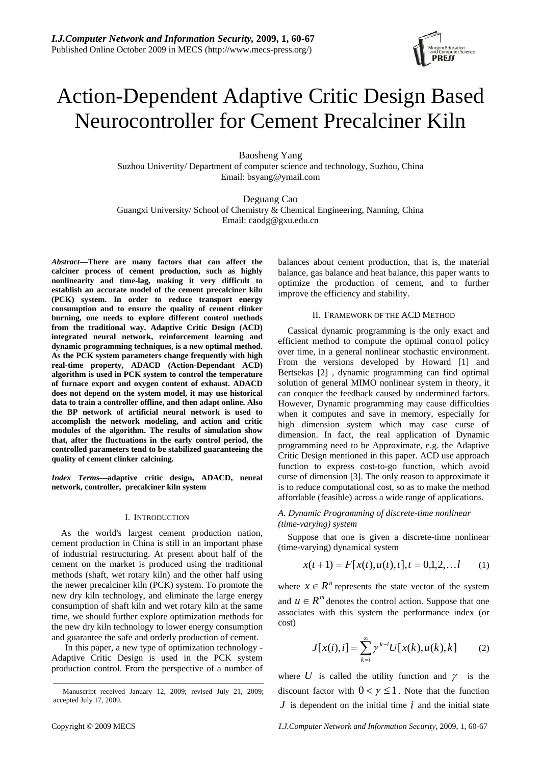# Action-Dependent Adaptive Critic Design Based Neurocontroller for Cement Precalciner Kiln

Baosheng Yang
Suzhou Univertity/ Department of computer science and technology, Suzhou, China
Email: bsyang@ymail.com

Deguang Cao
Guangxi University/ School of Chemistry & Chemical Engineering, Nanning, China
Email: caodg@gxu.edu.cn

***Abstract*—There are many factors that can affect the calciner process of cement production, such as highly nonlinearity and time-lag, making it very difficult to establish an accurate model of the cement precalciner kiln (PCK) system. In order to reduce transport energy consumption and to ensure the quality of cement clinker burning, one needs to explore different control methods from the traditional way. Adaptive Critic Design (ACD) integrated neural network, reinforcement learning and dynamic programming techniques, is a new optimal method. As the PCK system parameters change frequently with high real-time property, ADACD (Action-Dependant ACD) algorithm is used in PCK system to control the temperature of furnace export and oxygen content of exhaust. ADACD does not depend on the system model, it may use historical data to train a controller offline, and then adapt online. Also the BP network of artificial neural network is used to accomplish the network modeling, and action and critic modules of the algorithm. The results of simulation show that, after the fluctuations in the early control period, the controlled parameters tend to be stabilized guaranteeing the quality of cement clinker calcining.**

***Index Terms*—adaptive critic design, ADACD, neural network, controller, precalciner kiln system**

## I. Introduction

As the world's largest cement production nation, cement production in China is still in an important phase of industrial restructuring. At present about half of the cement on the market is produced using the traditional methods (shaft, wet rotary kiln) and the other half using the newer precalciner kiln (PCK) system. To promote the new dry kiln technology, and eliminate the large energy consumption of shaft kiln and wet rotary kiln at the same time, we should further explore optimization methods for the new dry kiln technology to lower energy consumption and guarantee the safe and orderly production of cement.

In this paper, a new type of optimization technology - Adaptive Critic Design is used in the PCK system production control. From the perspective of a number of balances about cement production, that is, the material balance, gas balance and heat balance, this paper wants to optimize the production of cement, and to further improve the efficiency and stability.

## II. Framework of the ACD Method

Cassical dynamic programming is the only exact and efficient method to compute the optimal control policy over time, in a general nonlinear stochastic environment. From the versions developed by Howard [1] and Bertsekas [2] , dynamic programming can find optimal solution of general MIMO nonlinear system in theory, it can conquer the feedback caused by undermined factors. However, Dynamic programming may cause difficulties when it computes and save in memory, especially for high dimension system which may case curse of dimension. In fact, the real application of Dynamic programming need to be Approximate, e.g. the Adaptive Critic Design mentioned in this paper. ACD use approach function to express cost-to-go function, which avoid curse of dimension [3]. The only reason to approximate it is to reduce computational cost, so as to make the method affordable (feasible) across a wide range of applications.

### *A. Dynamic Programming of discrete-time nonlinear (time-varying) system*

Suppose that one is given a discrete-time nonlinear (time-varying) dynamical system

$$x(t+1) = F[x(t), u(t), t], t = 0,1,2,\ldots l \qquad (1)$$

where $x \in R^n$ represents the state vector of the system and $u \in R^m$ denotes the control action. Suppose that one associates with this system the performance index (or cost)

$$J[x(i), i] = \sum_{k=i}^{\infty} \gamma^{k-i} U[x(k), u(k), k] \qquad (2)$$

where $U$ is called the utility function and $\gamma$ is the discount factor with $0 < \gamma \leq 1$. Note that the function $J$ is dependent on the initial time $i$ and the initial state

Manuscript received January 12, 2009; revised July 21, 2009; accepted July 17, 2009.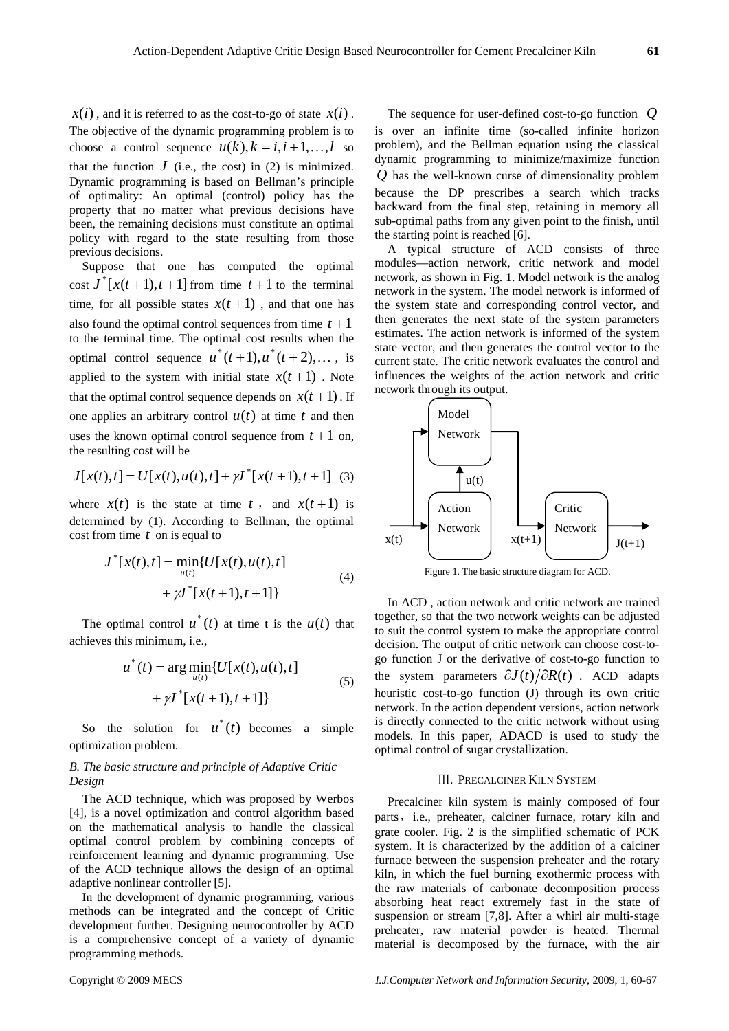$x(i)$, and it is referred to as the cost-to-go of state $x(i)$. The objective of the dynamic programming problem is to choose a control sequence $u(k), k = i, i+1, \ldots, l$ so that the function $J$ (i.e., the cost) in (2) is minimized. Dynamic programming is based on Bellman's principle of optimality: An optimal (control) policy has the property that no matter what previous decisions have been, the remaining decisions must constitute an optimal policy with regard to the state resulting from those previous decisions.

Suppose that one has computed the optimal cost $J^*[x(t+1), t+1]$ from time $t+1$ to the terminal time, for all possible states $x(t+1)$, and that one has also found the optimal control sequences from time $t+1$ to the terminal time. The optimal cost results when the optimal control sequence $u^*(t+1), u^*(t+2), \ldots$, is applied to the system with initial state $x(t+1)$. Note that the optimal control sequence depends on $x(t+1)$. If one applies an arbitrary control $u(t)$ at time $t$ and then uses the known optimal control sequence from $t+1$ on, the resulting cost will be

$$J[x(t), t] = U[x(t), u(t), t] + \gamma J^*[x(t+1), t+1] \quad (3)$$

where $x(t)$ is the state at time $t$, and $x(t+1)$ is determined by (1). According to Bellman, the optimal cost from time $t$ on is equal to

$$J^*[x(t), t] = \min_{u(t)}\{U[x(t), u(t), t] + \gamma J^*[x(t+1), t+1]\} \quad (4)$$

The optimal control $u^*(t)$ at time t is the $u(t)$ that achieves this minimum, i.e.,

$$u^*(t) = \arg\min_{u(t)}\{U[x(t), u(t), t] + \gamma J^*[x(t+1), t+1]\} \quad (5)$$

So the solution for $u^*(t)$ becomes a simple optimization problem.

### *B. The basic structure and principle of Adaptive Critic Design*

The ACD technique, which was proposed by Werbos [4], is a novel optimization and control algorithm based on the mathematical analysis to handle the classical optimal control problem by combining concepts of reinforcement learning and dynamic programming. Use of the ACD technique allows the design of an optimal adaptive nonlinear controller [5].

In the development of dynamic programming, various methods can be integrated and the concept of Critic development further. Designing neurocontroller by ACD is a comprehensive concept of a variety of dynamic programming methods.

The sequence for user-defined cost-to-go function $Q$ is over an infinite time (so-called infinite horizon problem), and the Bellman equation using the classical dynamic programming to minimize/maximize function $Q$ has the well-known curse of dimensionality problem because the DP prescribes a search which tracks backward from the final step, retaining in memory all sub-optimal paths from any given point to the finish, until the starting point is reached [6].

A typical structure of ACD consists of three modules—action network, critic network and model network, as shown in Fig. 1. Model network is the analog network in the system. The model network is informed of the system state and corresponding control vector, and then generates the next state of the system parameters estimates. The action network is informed of the system state vector, and then generates the control vector to the current state. The critic network evaluates the control and influences the weights of the action network and critic network through its output.

Figure 1. The basic structure diagram for ACD.

In ACD , action network and critic network are trained together, so that the two network weights can be adjusted to suit the control system to make the appropriate control decision. The output of critic network can choose cost-to-go function J or the derivative of cost-to-go function to the system parameters $\partial J(t)/\partial R(t)$. ACD adapts heuristic cost-to-go function (J) through its own critic network. In the action dependent versions, action network is directly connected to the critic network without using models. In this paper, ADACD is used to study the optimal control of sugar crystallization.

## III. PRECALCINER KILN SYSTEM

Precalciner kiln system is mainly composed of four parts, i.e., preheater, calciner furnace, rotary kiln and grate cooler. Fig. 2 is the simplified schematic of PCK system. It is characterized by the addition of a calciner furnace between the suspension preheater and the rotary kiln, in which the fuel burning exothermic process with the raw materials of carbonate decomposition process absorbing heat react extremely fast in the state of suspension or stream [7,8]. After a whirl air multi-stage preheater, raw material powder is heated. Thermal material is decomposed by the furnace, with the air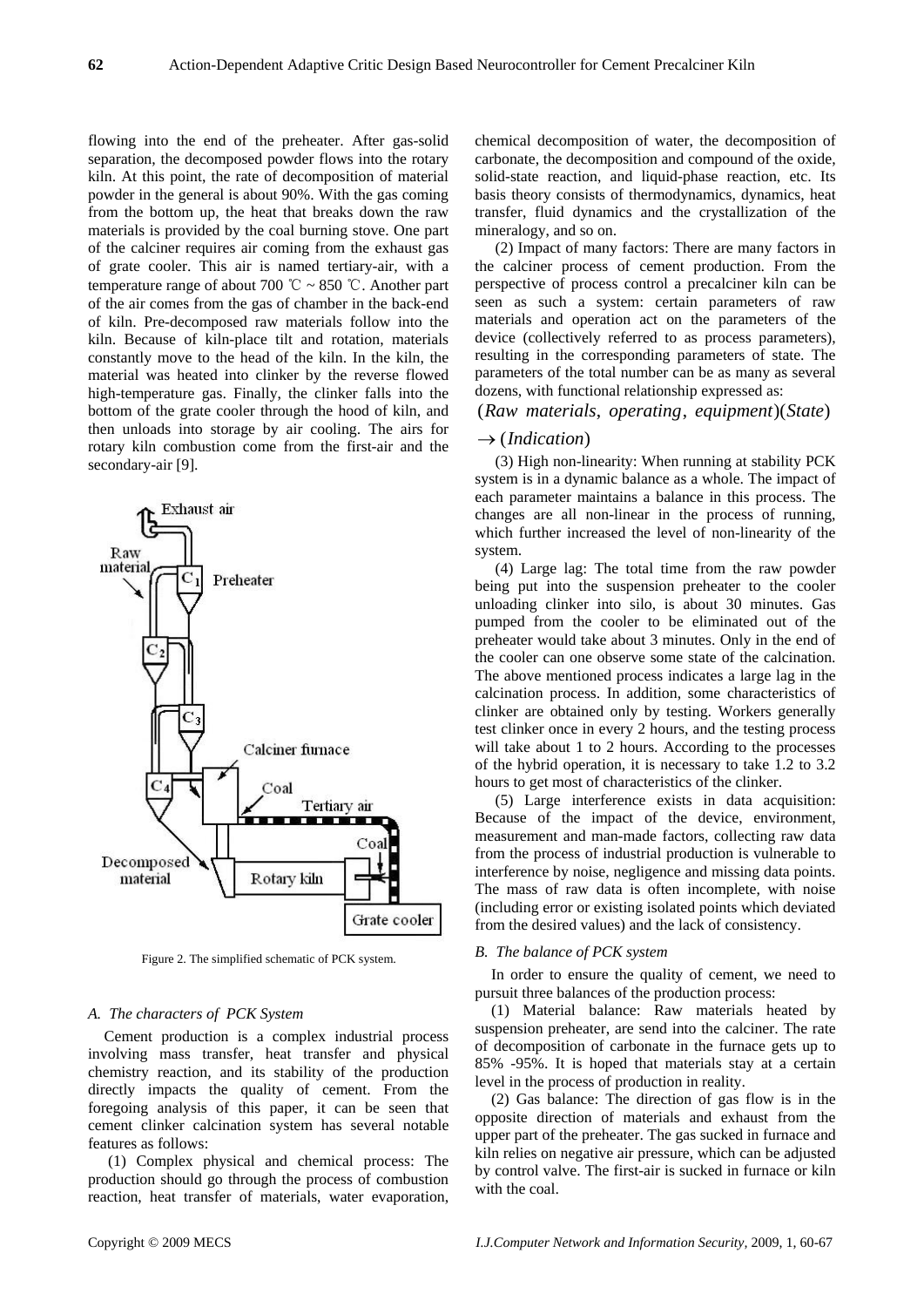flowing into the end of the preheater. After gas-solid separation, the decomposed powder flows into the rotary kiln. At this point, the rate of decomposition of material powder in the general is about 90%. With the gas coming from the bottom up, the heat that breaks down the raw materials is provided by the coal burning stove. One part of the calciner requires air coming from the exhaust gas of grate cooler. This air is named tertiary-air, with a temperature range of about 700 ℃ ~ 850 ℃. Another part of the air comes from the gas of chamber in the back-end of kiln. Pre-decomposed raw materials follow into the kiln. Because of kiln-place tilt and rotation, materials constantly move to the head of the kiln. In the kiln, the material was heated into clinker by the reverse flowed high-temperature gas. Finally, the clinker falls into the bottom of the grate cooler through the hood of kiln, and then unloads into storage by air cooling. The airs for rotary kiln combustion come from the first-air and the secondary-air [9].

Figure 2. The simplified schematic of PCK system.

### A. The characters of PCK System

Cement production is a complex industrial process involving mass transfer, heat transfer and physical chemistry reaction, and its stability of the production directly impacts the quality of cement. From the foregoing analysis of this paper, it can be seen that cement clinker calcination system has several notable features as follows:

(1) Complex physical and chemical process: The production should go through the process of combustion reaction, heat transfer of materials, water evaporation, chemical decomposition of water, the decomposition of carbonate, the decomposition and compound of the oxide, solid-state reaction, and liquid-phase reaction, etc. Its basis theory consists of thermodynamics, dynamics, heat transfer, fluid dynamics and the crystallization of the mineralogy, and so on.

(2) Impact of many factors: There are many factors in the calciner process of cement production. From the perspective of process control a precalciner kiln can be seen as such a system: certain parameters of raw materials and operation act on the parameters of the device (collectively referred to as process parameters), resulting in the corresponding parameters of state. The parameters of the total number can be as many as several dozens, with functional relationship expressed as:

$$(Raw\ materials,\ operating,\ equipment)(State) \rightarrow (Indication)$$

(3) High non-linearity: When running at stability PCK system is in a dynamic balance as a whole. The impact of each parameter maintains a balance in this process. The changes are all non-linear in the process of running, which further increased the level of non-linearity of the system.

(4) Large lag: The total time from the raw powder being put into the suspension preheater to the cooler unloading clinker into silo, is about 30 minutes. Gas pumped from the cooler to be eliminated out of the preheater would take about 3 minutes. Only in the end of the cooler can one observe some state of the calcination. The above mentioned process indicates a large lag in the calcination process. In addition, some characteristics of clinker are obtained only by testing. Workers generally test clinker once in every 2 hours, and the testing process will take about 1 to 2 hours. According to the processes of the hybrid operation, it is necessary to take 1.2 to 3.2 hours to get most of characteristics of the clinker.

(5) Large interference exists in data acquisition: Because of the impact of the device, environment, measurement and man-made factors, collecting raw data from the process of industrial production is vulnerable to interference by noise, negligence and missing data points. The mass of raw data is often incomplete, with noise (including error or existing isolated points which deviated from the desired values) and the lack of consistency.

### B. The balance of PCK system

In order to ensure the quality of cement, we need to pursuit three balances of the production process:

(1) Material balance: Raw materials heated by suspension preheater, are send into the calciner. The rate of decomposition of carbonate in the furnace gets up to 85% -95%. It is hoped that materials stay at a certain level in the process of production in reality.

(2) Gas balance: The direction of gas flow is in the opposite direction of materials and exhaust from the upper part of the preheater. The gas sucked in furnace and kiln relies on negative air pressure, which can be adjusted by control valve. The first-air is sucked in furnace or kiln with the coal.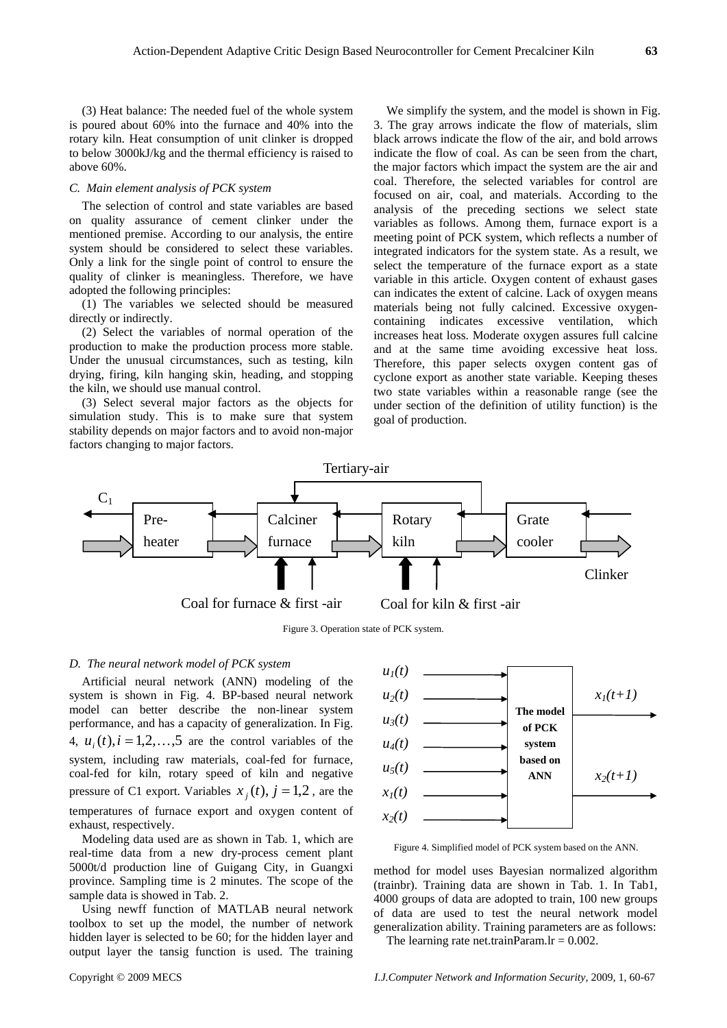(3) Heat balance: The needed fuel of the whole system is poured about 60% into the furnace and 40% into the rotary kiln. Heat consumption of unit clinker is dropped to below 3000kJ/kg and the thermal efficiency is raised to above 60%.

### C. Main element analysis of PCK system

The selection of control and state variables are based on quality assurance of cement clinker under the mentioned premise. According to our analysis, the entire system should be considered to select these variables. Only a link for the single point of control to ensure the quality of clinker is meaningless. Therefore, we have adopted the following principles:

(1) The variables we selected should be measured directly or indirectly.

(2) Select the variables of normal operation of the production to make the production process more stable. Under the unusual circumstances, such as testing, kiln drying, firing, kiln hanging skin, heading, and stopping the kiln, we should use manual control.

(3) Select several major factors as the objects for simulation study. This is to make sure that system stability depends on major factors and to avoid non-major factors changing to major factors.

We simplify the system, and the model is shown in Fig. 3. The gray arrows indicate the flow of materials, slim black arrows indicate the flow of the air, and bold arrows indicate the flow of coal. As can be seen from the chart, the major factors which impact the system are the air and coal. Therefore, the selected variables for control are focused on air, coal, and materials. According to the analysis of the preceding sections we select state variables as follows. Among them, furnace export is a meeting point of PCK system, which reflects a number of integrated indicators for the system state. As a result, we select the temperature of the furnace export as a state variable in this article. Oxygen content of exhaust gases can indicates the extent of calcine. Lack of oxygen means materials being not fully calcined. Excessive oxygen-containing indicates excessive ventilation, which increases heat loss. Moderate oxygen assures full calcine and at the same time avoiding excessive heat loss. Therefore, this paper selects oxygen content gas of cyclone export as another state variable. Keeping theses two state variables within a reasonable range (see the under section of the definition of utility function) is the goal of production.

Tertiary-air

$C_1$ | Pre-heater | Calciner furnace | Rotary kiln | Grate cooler | Clinker

Coal for furnace & first -air | Coal for kiln & first -air

Figure 3. Operation state of PCK system.

### D. The neural network model of PCK system

Artificial neural network (ANN) modeling of the system is shown in Fig. 4. BP-based neural network model can better describe the non-linear system performance, and has a capacity of generalization. In Fig. 4, $u_i(t), i = 1,2,\ldots,5$ are the control variables of the system, including raw materials, coal-fed for furnace, coal-fed for kiln, rotary speed of kiln and negative pressure of C1 export. Variables $x_j(t),\ j = 1,2$ , are the temperatures of furnace export and oxygen content of exhaust, respectively.

Modeling data used are as shown in Tab. 1, which are real-time data from a new dry-process cement plant 5000t/d production line of Guigang City, in Guangxi province. Sampling time is 2 minutes. The scope of the sample data is showed in Tab. 2.

Using newff function of MATLAB neural network toolbox to set up the model, the number of network hidden layer is selected to be 60; for the hidden layer and output layer the tansig function is used. The training method for model uses Bayesian normalized algorithm (trainbr). Training data are shown in Tab. 1. In Tab1, 4000 groups of data are adopted to train, 100 new groups of data are used to test the neural network model generalization ability. Training parameters are as follows:

Inputs: $u_1(t)$, $u_2(t)$, $u_3(t)$, $u_4(t)$, $u_5(t)$, $x_1(t)$, $x_2(t)$ → **The model of PCK system based on ANN** → Outputs: $x_1(t+1)$, $x_2(t+1)$

Figure 4. Simplified model of PCK system based on the ANN.

The learning rate net.trainParam.lr = 0.002.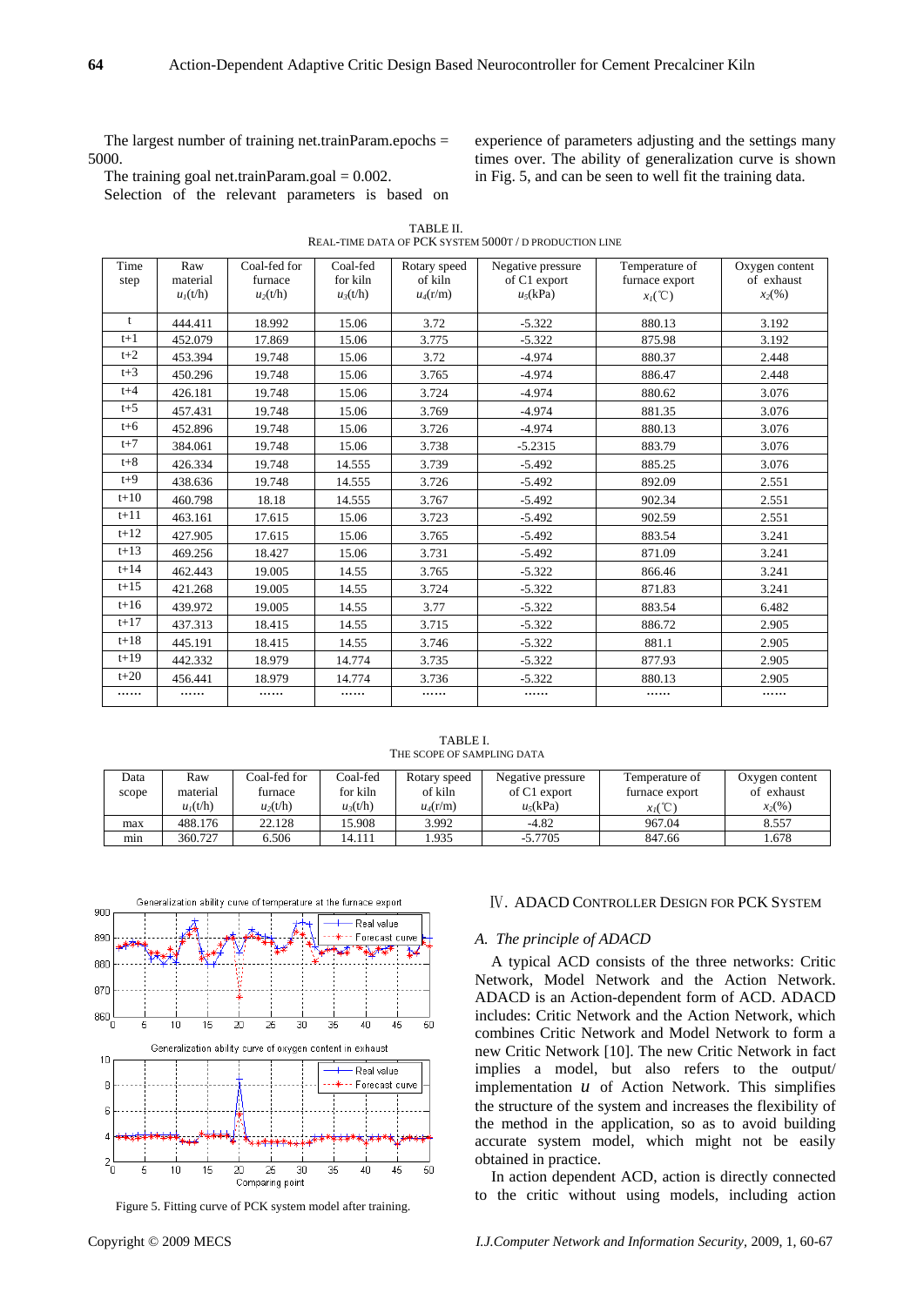The largest number of training net.trainParam.epochs = 5000.

The training goal net.trainParam.goal = 0.002.

Selection of the relevant parameters is based on experience of parameters adjusting and the settings many times over. The ability of generalization curve is shown in Fig. 5, and can be seen to well fit the training data.

TABLE II.
REAL-TIME DATA OF PCK SYSTEM 5000T / D PRODUCTION LINE

| Time step | Raw material $u_1$(t/h) | Coal-fed for furnace $u_2$(t/h) | Coal-fed for kiln $u_3$(t/h) | Rotary speed of kiln $u_4$(r/m) | Negative pressure of C1 export $u_5$(kPa) | Temperature of furnace export $x_1$(℃) | Oxygen content of exhaust $x_2$(%) |
|---|---|---|---|---|---|---|---|
| t | 444.411 | 18.992 | 15.06 | 3.72 | -5.322 | 880.13 | 3.192 |
| t+1 | 452.079 | 17.869 | 15.06 | 3.775 | -5.322 | 875.98 | 3.192 |
| t+2 | 453.394 | 19.748 | 15.06 | 3.72 | -4.974 | 880.37 | 2.448 |
| t+3 | 450.296 | 19.748 | 15.06 | 3.765 | -4.974 | 886.47 | 2.448 |
| t+4 | 426.181 | 19.748 | 15.06 | 3.724 | -4.974 | 880.62 | 3.076 |
| t+5 | 457.431 | 19.748 | 15.06 | 3.769 | -4.974 | 881.35 | 3.076 |
| t+6 | 452.896 | 19.748 | 15.06 | 3.726 | -4.974 | 880.13 | 3.076 |
| t+7 | 384.061 | 19.748 | 15.06 | 3.738 | -5.2315 | 883.79 | 3.076 |
| t+8 | 426.334 | 19.748 | 14.555 | 3.739 | -5.492 | 885.25 | 3.076 |
| t+9 | 438.636 | 19.748 | 14.555 | 3.726 | -5.492 | 892.09 | 2.551 |
| t+10 | 460.798 | 18.18 | 14.555 | 3.767 | -5.492 | 902.34 | 2.551 |
| t+11 | 463.161 | 17.615 | 15.06 | 3.723 | -5.492 | 902.59 | 2.551 |
| t+12 | 427.905 | 17.615 | 15.06 | 3.765 | -5.492 | 883.54 | 3.241 |
| t+13 | 469.256 | 18.427 | 15.06 | 3.731 | -5.492 | 871.09 | 3.241 |
| t+14 | 462.443 | 19.005 | 14.55 | 3.765 | -5.322 | 866.46 | 3.241 |
| t+15 | 421.268 | 19.005 | 14.55 | 3.724 | -5.322 | 871.83 | 3.241 |
| t+16 | 439.972 | 19.005 | 14.55 | 3.77 | -5.322 | 883.54 | 6.482 |
| t+17 | 437.313 | 18.415 | 14.55 | 3.715 | -5.322 | 886.72 | 2.905 |
| t+18 | 445.191 | 18.415 | 14.55 | 3.746 | -5.322 | 881.1 | 2.905 |
| t+19 | 442.332 | 18.979 | 14.774 | 3.735 | -5.322 | 877.93 | 2.905 |
| t+20 | 456.441 | 18.979 | 14.774 | 3.736 | -5.322 | 880.13 | 2.905 |
| …… | …… | …… | …… | …… | …… | …… | …… |

TABLE I.
THE SCOPE OF SAMPLING DATA

| Data scope | Raw material $u_1$(t/h) | Coal-fed for furnace $u_2$(t/h) | Coal-fed for kiln $u_3$(t/h) | Rotary speed of kiln $u_4$(r/m) | Negative pressure of C1 export $u_5$(kPa) | Temperature of furnace export $x_1$(℃) | Oxygen content of exhaust $x_2$(%) |
|---|---|---|---|---|---|---|---|
| max | 488.176 | 22.128 | 15.908 | 3.992 | -4.82 | 967.04 | 8.557 |
| min | 360.727 | 6.506 | 14.111 | 1.935 | -5.7705 | 847.66 | 1.678 |

Figure 5. Fitting curve of PCK system model after training.

## Ⅳ. ADACD CONTROLLER DESIGN FOR PCK SYSTEM

### A. The principle of ADACD

A typical ACD consists of the three networks: Critic Network, Model Network and the Action Network. ADACD is an Action-dependent form of ACD. ADACD includes: Critic Network and the Action Network, which combines Critic Network and Model Network to form a new Critic Network [10]. The new Critic Network in fact implies a model, but also refers to the output/ implementation $u$ of Action Network. This simplifies the structure of the system and increases the flexibility of the method in the application, so as to avoid building accurate system model, which might not be easily obtained in practice.

In action dependent ACD, action is directly connected to the critic without using models, including action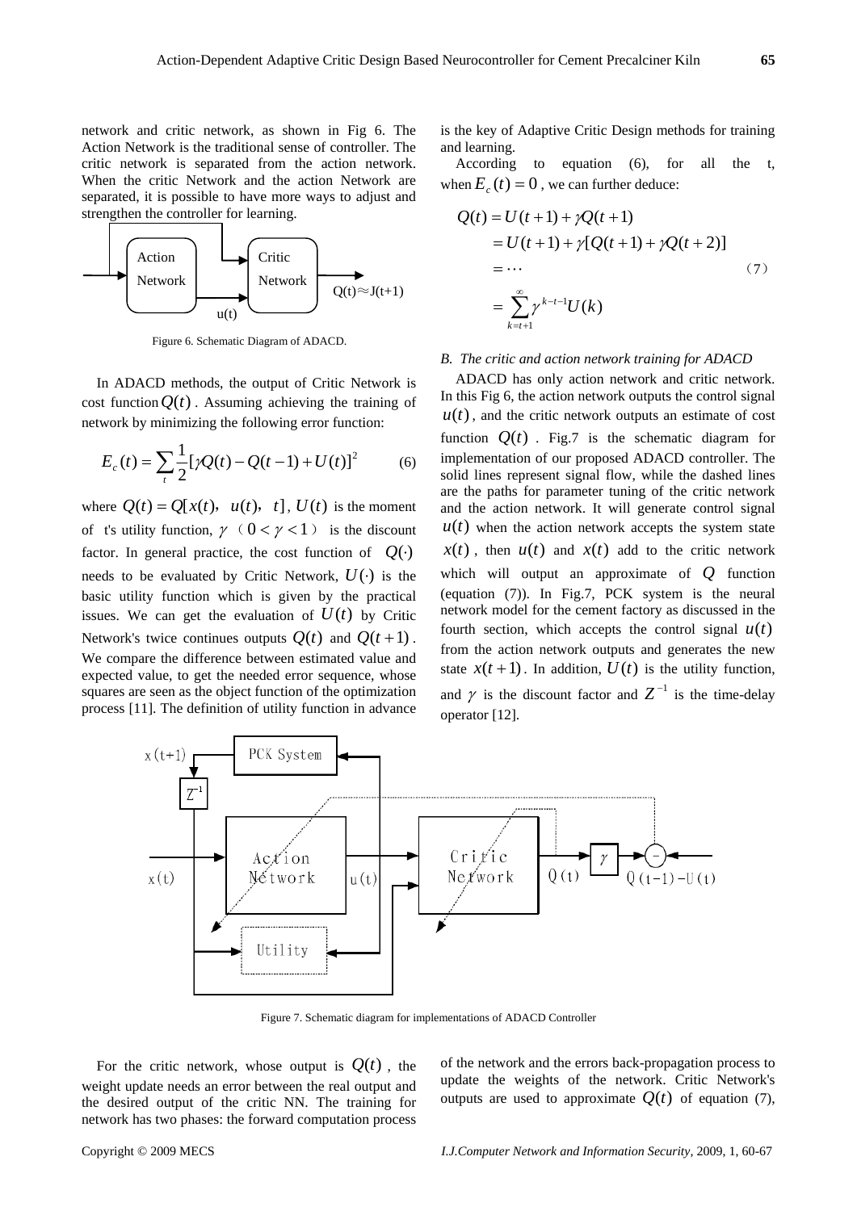network and critic network, as shown in Fig 6. The Action Network is the traditional sense of controller. The critic network is separated from the action network. When the critic Network and the action Network are separated, it is possible to have more ways to adjust and strengthen the controller for learning.

Figure 6. Schematic Diagram of ADACD.

In ADACD methods, the output of Critic Network is cost function $Q(t)$. Assuming achieving the training of network by minimizing the following error function:

$$E_c(t) = \sum_t \frac{1}{2}[\gamma Q(t) - Q(t-1) + U(t)]^2 \qquad (6)$$

where $Q(t) = Q[x(t), u(t), t]$, $U(t)$ is the moment of t's utility function, $\gamma$ ($0 < \gamma < 1$) is the discount factor. In general practice, the cost function of $Q(\cdot)$ needs to be evaluated by Critic Network, $U(\cdot)$ is the basic utility function which is given by the practical issues. We can get the evaluation of $U(t)$ by Critic Network's twice continues outputs $Q(t)$ and $Q(t+1)$. We compare the difference between estimated value and expected value, to get the needed error sequence, whose squares are seen as the object function of the optimization process [11]. The definition of utility function in advance is the key of Adaptive Critic Design methods for training and learning.

According to equation (6), for all the t, when $E_c(t) = 0$, we can further deduce:

$$\begin{aligned} Q(t) &= U(t+1) + \gamma Q(t+1) \\ &= U(t+1) + \gamma[Q(t+1) + \gamma Q(t+2)] \\ &= \cdots \\ &= \sum_{k=t+1}^{\infty} \gamma^{k-t-1} U(k) \end{aligned} \qquad (7)$$

*B. The critic and action network training for ADACD*

ADACD has only action network and critic network. In this Fig 6, the action network outputs the control signal $u(t)$, and the critic network outputs an estimate of cost function $Q(t)$. Fig.7 is the schematic diagram for implementation of our proposed ADACD controller. The solid lines represent signal flow, while the dashed lines are the paths for parameter tuning of the critic network and the action network. It will generate control signal $u(t)$ when the action network accepts the system state $x(t)$, then $u(t)$ and $x(t)$ add to the critic network which will output an approximate of $Q$ function (equation (7)). In Fig.7, PCK system is the neural network model for the cement factory as discussed in the fourth section, which accepts the control signal $u(t)$ from the action network outputs and generates the new state $x(t+1)$. In addition, $U(t)$ is the utility function, and $\gamma$ is the discount factor and $Z^{-1}$ is the time-delay operator [12].

Figure 7. Schematic diagram for implementations of ADACD Controller

For the critic network, whose output is $Q(t)$, the weight update needs an error between the real output and the desired output of the critic NN. The training for network has two phases: the forward computation process of the network and the errors back-propagation process to update the weights of the network. Critic Network's outputs are used to approximate $Q(t)$ of equation (7),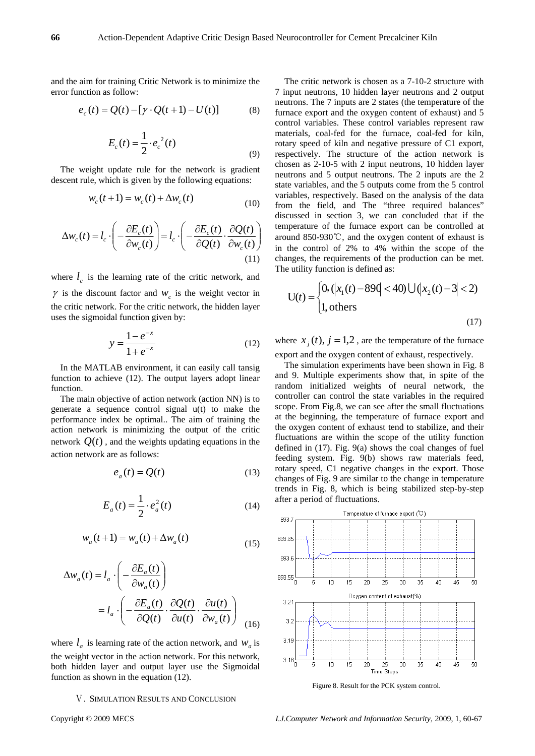and the aim for training Critic Network is to minimize the error function as follow:

$$e_c(t) = Q(t) - [\gamma \cdot Q(t+1) - U(t)] \tag{8}$$

$$E_c(t) = \frac{1}{2} \cdot e_c^{\,2}(t) \tag{9}$$

The weight update rule for the network is gradient descent rule, which is given by the following equations:

$$w_c(t+1) = w_c(t) + \Delta w_c(t) \tag{10}$$

$$\Delta w_c(t) = l_c \cdot \left( -\frac{\partial E_c(t)}{\partial w_c(t)} \right) = l_c \cdot \left( -\frac{\partial E_c(t)}{\partial Q(t)} \cdot \frac{\partial Q(t)}{\partial w_c(t)} \right) \tag{11}$$

where $l_c$ is the learning rate of the critic network, and $\gamma$ is the discount factor and $w_c$ is the weight vector in the critic network. For the critic network, the hidden layer uses the sigmoidal function given by:

$$y = \frac{1 - e^{-x}}{1 + e^{-x}} \tag{12}$$

In the MATLAB environment, it can easily call tansig function to achieve (12). The output layers adopt linear function.

The main objective of action network (action NN) is to generate a sequence control signal u(t) to make the performance index be optimal.. The aim of training the action network is minimizing the output of the critic network $Q(t)$, and the weights updating equations in the action network are as follows:

$$e_a(t) = Q(t) \tag{13}$$

$$E_a(t) = \frac{1}{2} \cdot e_a^2(t) \tag{14}$$

$$w_a(t+1) = w_a(t) + \Delta w_a(t) \tag{15}$$

$$\Delta w_a(t) = l_a \cdot \left( -\frac{\partial E_a(t)}{\partial w_a(t)} \right) = l_a \cdot \left( -\frac{\partial E_a(t)}{\partial Q(t)} \cdot \frac{\partial Q(t)}{\partial u(t)} \cdot \frac{\partial u(t)}{\partial w_a(t)} \right) \tag{16}$$

where $l_a$ is learning rate of the action network, and $w_a$ is the weight vector in the action network. For this network, both hidden layer and output layer use the Sigmoidal function as shown in the equation (12).

## V. Simulation Results and Conclusion

The critic network is chosen as a 7-10-2 structure with 7 input neutrons, 10 hidden layer neutrons and 2 output neutrons. The 7 inputs are 2 states (the temperature of the furnace export and the oxygen content of exhaust) and 5 control variables. These control variables represent raw materials, coal-fed for the furnace, coal-fed for kiln, rotary speed of kiln and negative pressure of C1 export, respectively. The structure of the action network is chosen as 2-10-5 with 2 input neutrons, 10 hidden layer neutrons and 5 output neutrons. The 2 inputs are the 2 state variables, and the 5 outputs come from the 5 control variables, respectively. Based on the analysis of the data from the field, and The "three required balances" discussed in section 3, we can concluded that if the temperature of the furnace export can be controlled at around 850-930℃, and the oxygen content of exhaust is in the control of 2% to 4% within the scope of the changes, the requirements of the production can be met. The utility function is defined as:

$$\mathrm{U}(t) = \begin{cases} 0, (|x_1(t) - 890| < 40) \cup (|x_2(t) - 3| < 2) \\ 1, \text{others} \end{cases} \tag{17}$$

where $x_j(t),\ j = 1,2$, are the temperature of the furnace export and the oxygen content of exhaust, respectively.

The simulation experiments have been shown in Fig. 8 and 9. Multiple experiments show that, in spite of the random initialized weights of neural network, the controller can control the state variables in the required scope. From Fig.8, we can see after the small fluctuations at the beginning, the temperature of furnace export and the oxygen content of exhaust tend to stabilize, and their fluctuations are within the scope of the utility function defined in (17). Fig. 9(a) shows the coal changes of fuel feeding system. Fig. 9(b) shows raw materials feed, rotary speed, C1 negative changes in the export. Those changes of Fig. 9 are similar to the change in temperature trends in Fig. 8, which is being stabilized step-by-step after a period of fluctuations.

Figure 8. Result for the PCK system control.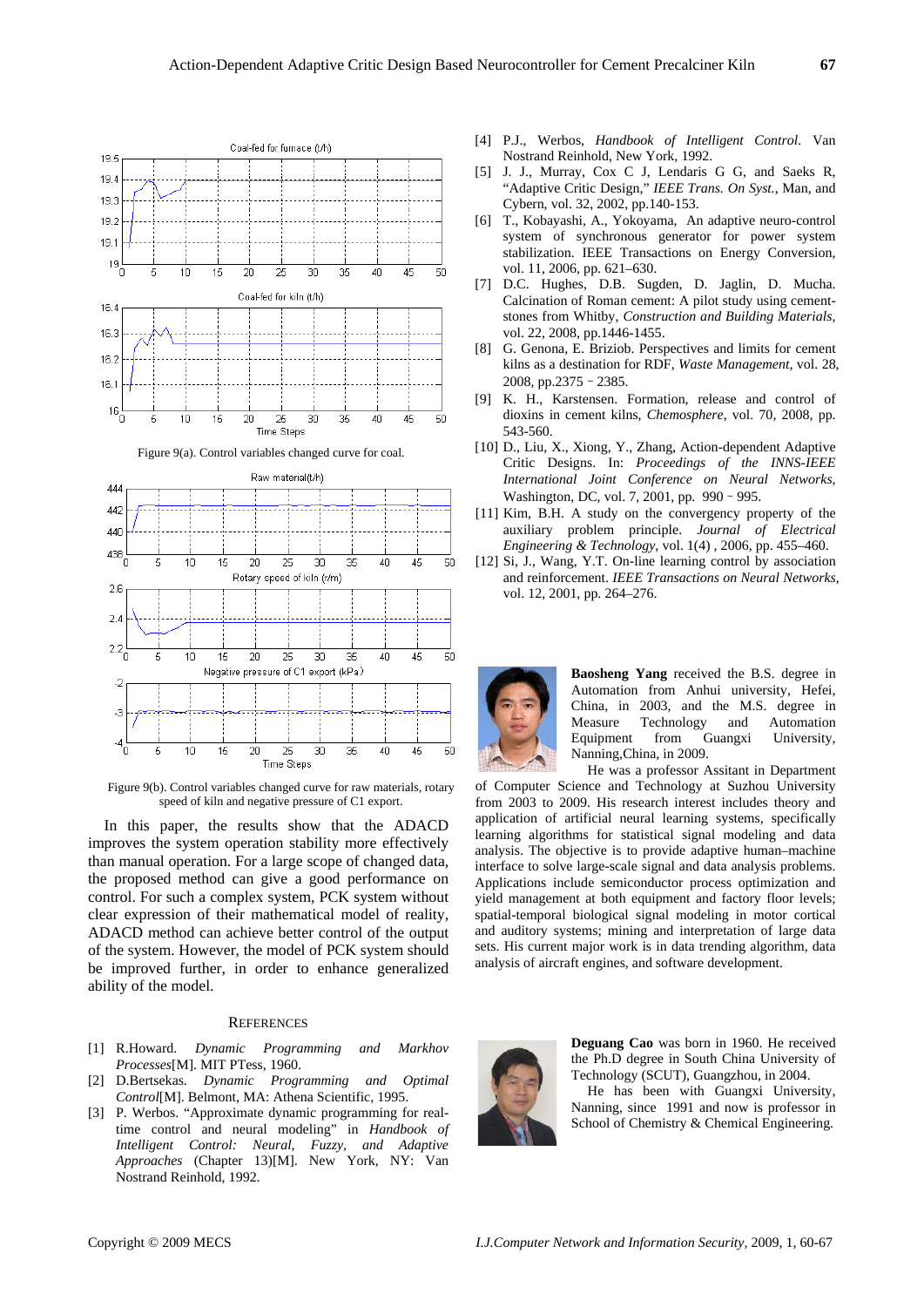Coal-fed for furnace (t/h)

19.5
19.4
19.3
19.2
19.1
19
0 5 10 15 20 25 30 35 40 45 50

Coal-fed for kiln (t/h)

16.4
16.3
16.2
16.1
16
0 5 10 15 20 25 30 35 40 45 50

Time Steps

Figure 9(a). Control variables changed curve for coal.

Raw material(t/h)

444
442
440
438
0 5 10 15 20 25 30 35 40 45 50

Rotary speed of kiln (r/m)

2.6
2.4
2.2
0 5 10 15 20 25 30 35 40 45 50

Negative pressure of C1 export (kPa)

-2
-3
-4
0 5 10 15 20 25 30 35 40 45 50

Time Steps

Figure 9(b). Control variables changed curve for raw materials, rotary speed of kiln and negative pressure of C1 export.

In this paper, the results show that the ADACD improves the system operation stability more effectively than manual operation. For a large scope of changed data, the proposed method can give a good performance on control. For such a complex system, PCK system without clear expression of their mathematical model of reality, ADACD method can achieve better control of the output of the system. However, the model of PCK system should be improved further, in order to enhance generalized ability of the model.

## REFERENCES

[1] R.Howard. *Dynamic Programming and Markhov Processes*[M]. MIT PTess, 1960.

[2] D.Bertsekas. *Dynamic Programming and Optimal Control*[M]. Belmont, MA: Athena Scientific, 1995.

[3] P. Werbos. "Approximate dynamic programming for real-time control and neural modeling" in *Handbook of Intelligent Control: Neural, Fuzzy, and Adaptive Approaches* (Chapter 13)[M]. New York, NY: Van Nostrand Reinhold, 1992.

[4] P.J., Werbos, *Handbook of Intelligent Control*. Van Nostrand Reinhold, New York, 1992.

[5] J. J., Murray, Cox C J, Lendaris G G, and Saeks R, "Adaptive Critic Design," *IEEE Trans. On Syst.*, Man, and Cybern, vol. 32, 2002, pp.140-153.

[6] T., Kobayashi, A., Yokoyama, An adaptive neuro-control system of synchronous generator for power system stabilization. IEEE Transactions on Energy Conversion, vol. 11, 2006, pp. 621–630.

[7] D.C. Hughes, D.B. Sugden, D. Jaglin, D. Mucha. Calcination of Roman cement: A pilot study using cement-stones from Whitby, *Construction and Building Materials*, vol. 22, 2008, pp.1446-1455.

[8] G. Genona, E. Briziob. Perspectives and limits for cement kilns as a destination for RDF, *Waste Management*, vol. 28, 2008, pp.2375–2385.

[9] K. H., Karstensen. Formation, release and control of dioxins in cement kilns, *Chemosphere*, vol. 70, 2008, pp. 543-560.

[10] D., Liu, X., Xiong, Y., Zhang, Action-dependent Adaptive Critic Designs. In: *Proceedings of the INNS-IEEE International Joint Conference on Neural Networks*, Washington, DC, vol. 7, 2001, pp. 990–995.

[11] Kim, B.H. A study on the convergency property of the auxiliary problem principle. *Journal of Electrical Engineering & Technology*, vol. 1(4) , 2006, pp. 455–460.

[12] Si, J., Wang, Y.T. On-line learning control by association and reinforcement. *IEEE Transactions on Neural Networks*, vol. 12, 2001, pp. 264–276.

**Baosheng Yang** received the B.S. degree in Automation from Anhui university, Hefei, China, in 2003, and the M.S. degree in Measure Technology and Automation Equipment from Guangxi University, Nanning,China, in 2009.

He was a professor Assitant in Department of Computer Science and Technology at Suzhou University from 2003 to 2009. His research interest includes theory and application of artificial neural learning systems, specifically learning algorithms for statistical signal modeling and data analysis. The objective is to provide adaptive human–machine interface to solve large-scale signal and data analysis problems. Applications include semiconductor process optimization and yield management at both equipment and factory floor levels; spatial-temporal biological signal modeling in motor cortical and auditory systems; mining and interpretation of large data sets. His current major work is in data trending algorithm, data analysis of aircraft engines, and software development.

**Deguang Cao** was born in 1960. He received the Ph.D degree in South China University of Technology (SCUT), Guangzhou, in 2004.

He has been with Guangxi University, Nanning, since 1991 and now is professor in School of Chemistry & Chemical Engineering.